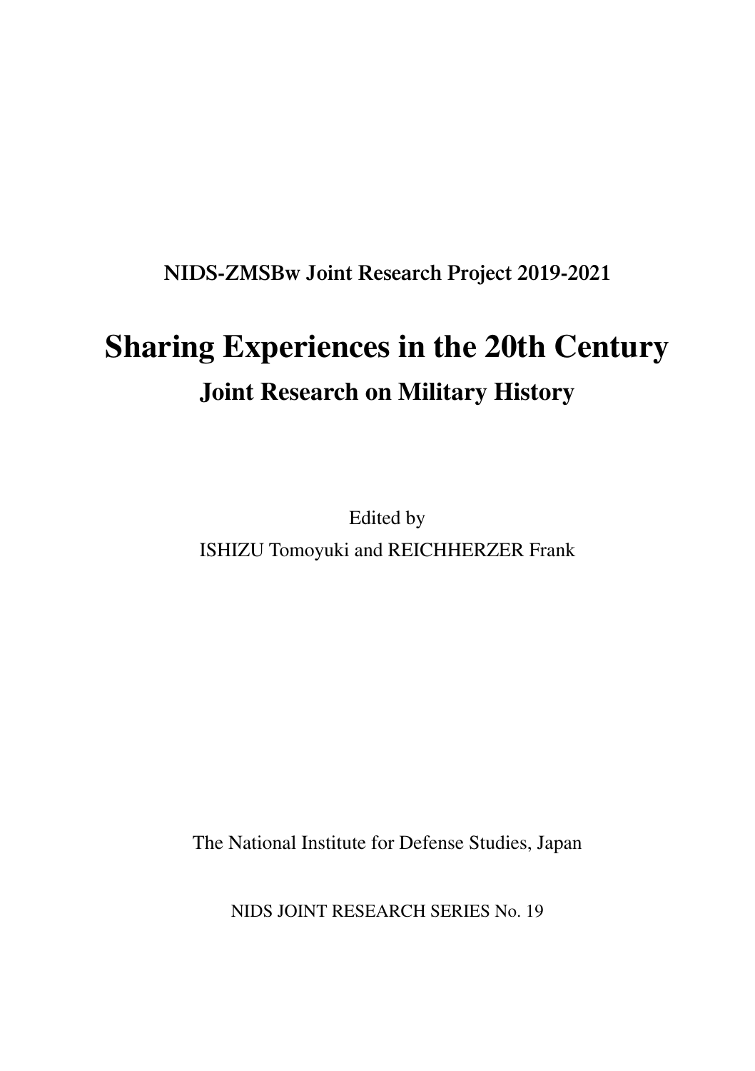**NIDS-ZMSBw Joint Research Project 2019-2021**

# Sharing Experiences in the 20th Century

## Joint Research on Military History

Edited by

ISHIZU Tomoyuki and REICHHERZER Frank

The National Institute for Defense Studies, Japan

NIDS JOINT RESEARCH SERIES No. 19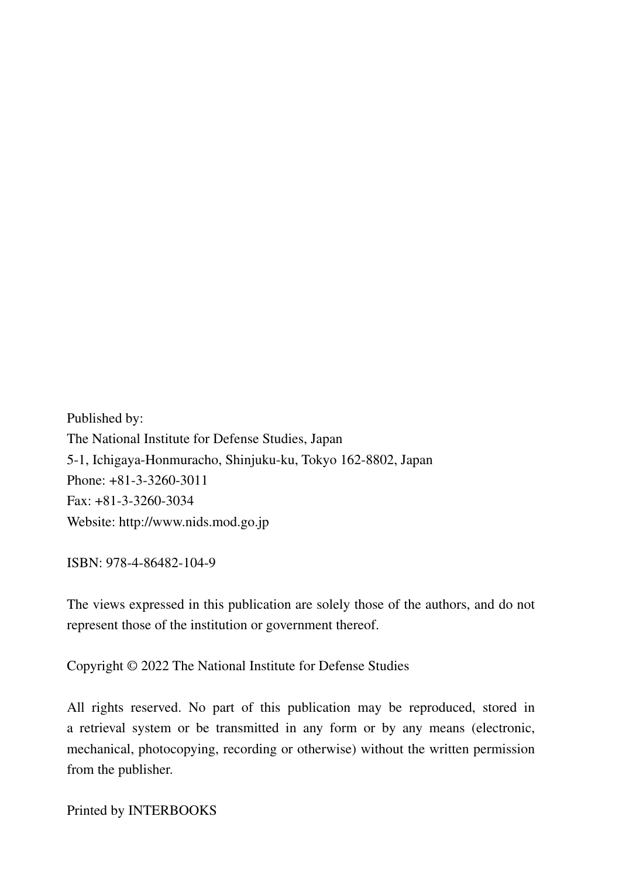Published by:
The National Institute for Defense Studies, Japan
5-1, Ichigaya-Honmuracho, Shinjuku-ku, Tokyo 162-8802, Japan
Phone: +81-3-3260-3011
Fax: +81-3-3260-3034
Website: http://www.nids.mod.go.jp

ISBN: 978-4-86482-104-9

The views expressed in this publication are solely those of the authors, and do not represent those of the institution or government thereof.

Copyright © 2022 The National Institute for Defense Studies

All rights reserved. No part of this publication may be reproduced, stored in a retrieval system or be transmitted in any form or by any means (electronic, mechanical, photocopying, recording or otherwise) without the written permission from the publisher.

Printed by INTERBOOKS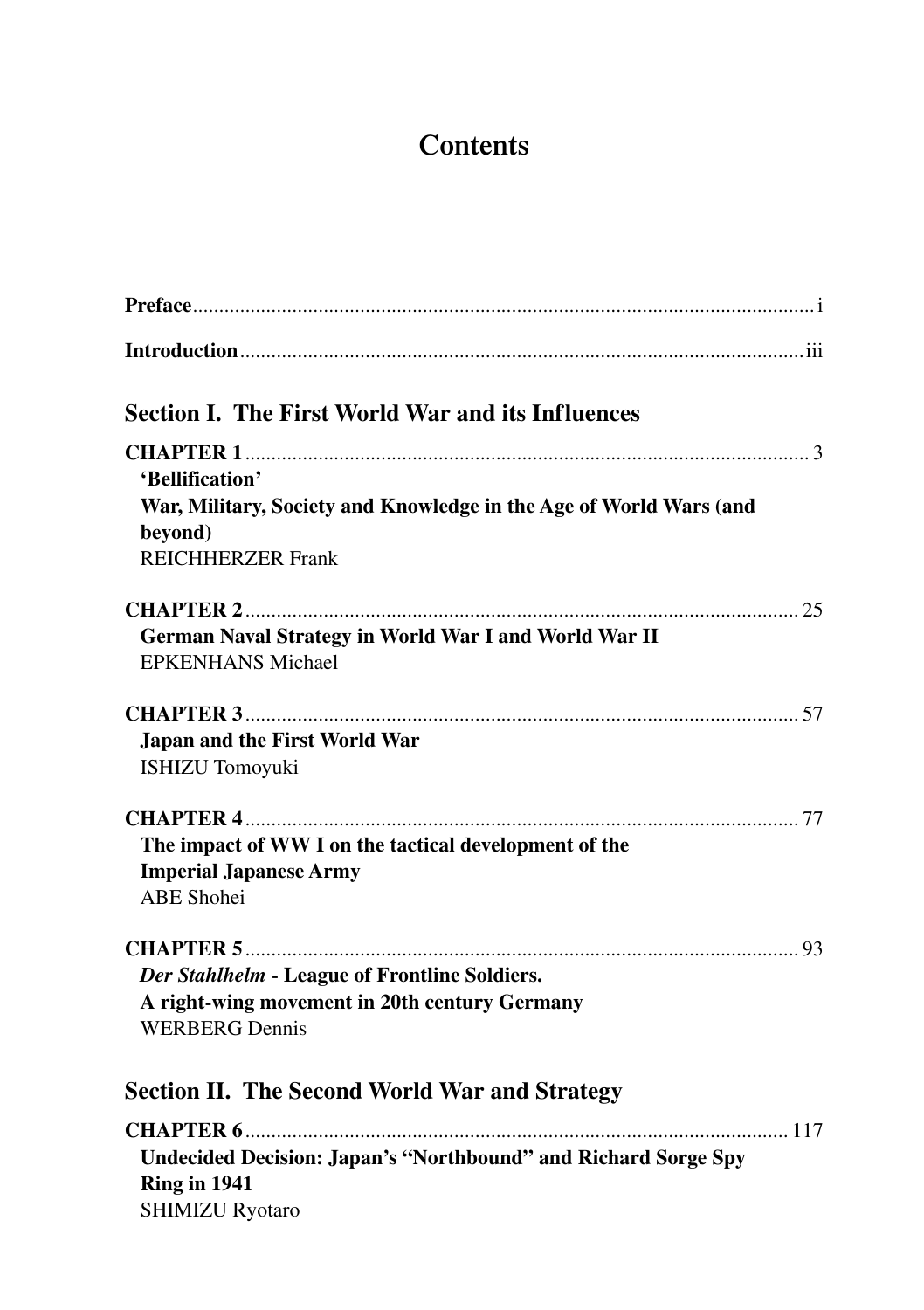# Contents

**Preface** ........................................................................................................ i

**Introduction** ................................................................................................ iii

## Section I. The First World War and its Influences

**CHAPTER 1** ................................................................................................ 3
**'Bellification'**
**War, Military, Society and Knowledge in the Age of World Wars (and beyond)**
REICHHERZER Frank

**CHAPTER 2** ................................................................................................ 25
**German Naval Strategy in World War I and World War II**
EPKENHANS Michael

**CHAPTER 3** ................................................................................................ 57
**Japan and the First World War**
ISHIZU Tomoyuki

**CHAPTER 4** ................................................................................................ 77
**The impact of WW I on the tactical development of the Imperial Japanese Army**
ABE Shohei

**CHAPTER 5** ................................................................................................ 93
***Der Stahlhelm*** **- League of Frontline Soldiers.**
**A right-wing movement in 20th century Germany**
WERBERG Dennis

## Section II. The Second World War and Strategy

**CHAPTER 6** ................................................................................................ 117
**Undecided Decision: Japan's "Northbound" and Richard Sorge Spy Ring in 1941**
SHIMIZU Ryotaro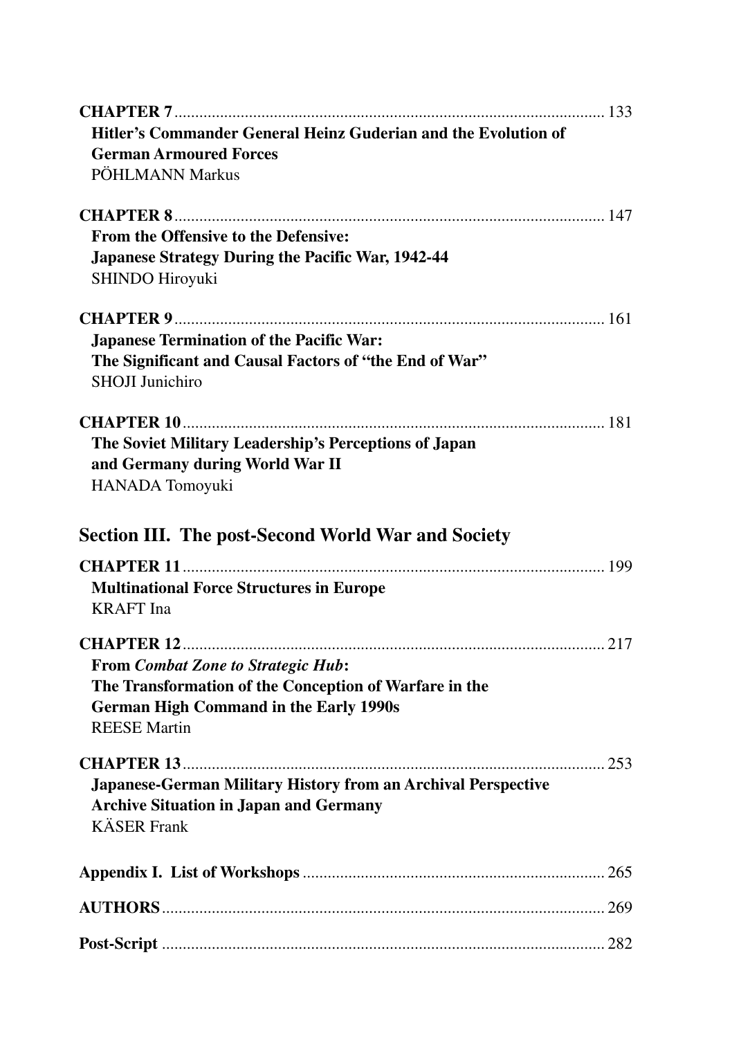**CHAPTER 7** ........................................................................................................ 133

**Hitler's Commander General Heinz Guderian and the Evolution of German Armoured Forces**
PÖHLMANN Markus

**CHAPTER 8** ........................................................................................................ 147

**From the Offensive to the Defensive:**
**Japanese Strategy During the Pacific War, 1942-44**
SHINDO Hiroyuki

**CHAPTER 9** ........................................................................................................ 161

**Japanese Termination of the Pacific War:**
**The Significant and Causal Factors of "the End of War"**
SHOJI Junichiro

**CHAPTER 10** ...................................................................................................... 181

**The Soviet Military Leadership's Perceptions of Japan and Germany during World War II**
HANADA Tomoyuki

## Section III. The post-Second World War and Society

**CHAPTER 11** ...................................................................................................... 199

**Multinational Force Structures in Europe**
KRAFT Ina

**CHAPTER 12** ...................................................................................................... 217

**From *Combat Zone to Strategic Hub*:**
**The Transformation of the Conception of Warfare in the German High Command in the Early 1990s**
REESE Martin

**CHAPTER 13** ...................................................................................................... 253

**Japanese-German Military History from an Archival Perspective**
**Archive Situation in Japan and Germany**
KÄSER Frank

**Appendix I. List of Workshops** ........................................................................ 265

**AUTHORS** .......................................................................................................... 269

**Post-Script** .......................................................................................................... 282